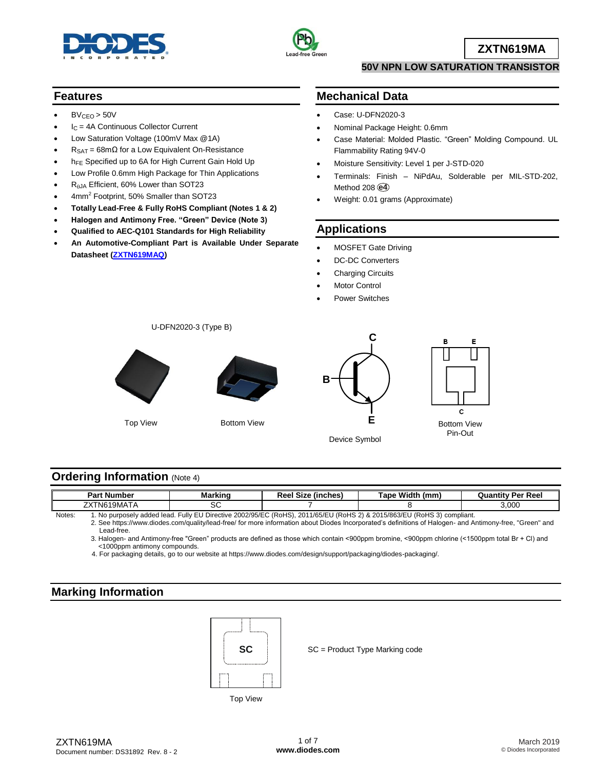# ZXTN619MA

## 50V NPN LOW SATURATION TRANSISTOR

## Features

- $BV_{CEO}$ > 50V
- $I_C$ = 4A Continuous Collector Current
- Low Saturation Voltage (100mV Max @1A)
- $R_{SAT}$ = 68mΩ for a Low Equivalent On-Resistance
- $h_{FE}$ Specified up to 6A for High Current Gain Hold Up
- Low Profile 0.6mm High Package for Thin Applications
- $R_{θJA}$ Efficient, 60% Lower than SOT23
- 4mm$^2$ Footprint, 50% Smaller than SOT23
- **Totally Lead-Free & Fully RoHS Compliant (Notes 1 & 2)**
- **Halogen and Antimony Free. "Green" Device (Note 3)**
- **Qualified to AEC-Q101 Standards for High Reliability**
- **An Automotive-Compliant Part is Available Under Separate Datasheet (ZXTN619MAQ)**

## Mechanical Data

- Case: U-DFN2020-3
- Nominal Package Height: 0.6mm
- Case Material: Molded Plastic. "Green" Molding Compound. UL Flammability Rating 94V-0
- Moisture Sensitivity: Level 1 per J-STD-020
- Terminals: Finish – NiPdAu, Solderable per MIL-STD-202, Method 208 (e4)
- Weight: 0.01 grams (Approximate)

## Applications

- MOSFET Gate Driving
- DC-DC Converters
- Charging Circuits
- Motor Control
- Power Switches

U-DFN2020-3 (Type B)

Top View

Bottom View

Device Symbol

Bottom View Pin-Out

## Ordering Information (Note 4)

| Part Number | Marking | Reel Size (inches) | Tape Width (mm) | Quantity Per Reel |
|---|---|---|---|---|
| ZXTN619MATA | SC | 7 | 8 | 3,000 |

Notes:
1. No purposely added lead. Fully EU Directive 2002/95/EC (RoHS), 2011/65/EU (RoHS 2) & 2015/863/EU (RoHS 3) compliant.
2. See https://www.diodes.com/quality/lead-free/ for more information about Diodes Incorporated's definitions of Halogen- and Antimony-free, "Green" and Lead-free.
3. Halogen- and Antimony-free "Green" products are defined as those which contain <900ppm bromine, <900ppm chlorine (<1500ppm total Br + Cl) and <1000ppm antimony compounds.
4. For packaging details, go to our website at https://www.diodes.com/design/support/packaging/diodes-packaging/.

## Marking Information

SC

Top View

SC = Product Type Marking code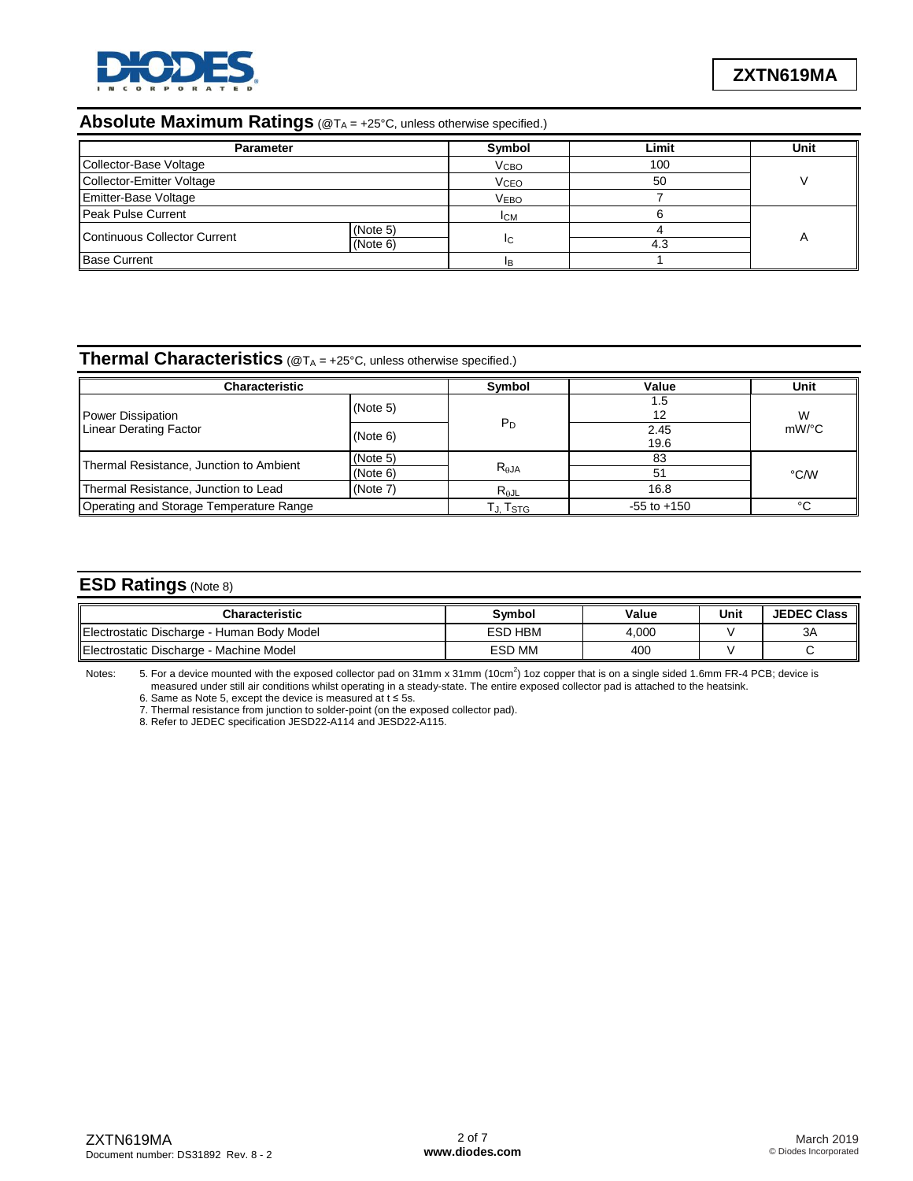## Absolute Maximum Ratings (@$T_A$ = +25°C, unless otherwise specified.)

| Parameter | | Symbol | Limit | Unit |
|---|---|---|---|---|
| Collector-Base Voltage | | $V_{CBO}$ | 100 | V |
| Collector-Emitter Voltage | | $V_{CEO}$ | 50 | |
| Emitter-Base Voltage | | $V_{EBO}$ | 7 | |
| Peak Pulse Current | | $I_{CM}$ | 6 | A |
| Continuous Collector Current | (Note 5) | $I_C$ | 4 | |
| | (Note 6) | | 4.3 | |
| Base Current | | $I_B$ | 1 | |

## Thermal Characteristics (@$T_A$ = +25°C, unless otherwise specified.)

| Characteristic | | Symbol | Value | Unit |
|---|---|---|---|---|
| Power Dissipation<br>Linear Derating Factor | (Note 5) | $P_D$ | 1.5<br>12 | W<br>mW/°C |
| | (Note 6) | | 2.45<br>19.6 | |
| Thermal Resistance, Junction to Ambient | (Note 5) | $R_{\theta JA}$ | 83 | °C/W |
| | (Note 6) | | 51 | |
| Thermal Resistance, Junction to Lead | (Note 7) | $R_{\theta JL}$ | 16.8 | |
| Operating and Storage Temperature Range | | $T_J, T_{STG}$ | -55 to +150 | °C |

## ESD Ratings (Note 8)

| Characteristic | Symbol | Value | Unit | JEDEC Class |
|---|---|---|---|---|
| Electrostatic Discharge - Human Body Model | ESD HBM | 4,000 | V | 3A |
| Electrostatic Discharge - Machine Model | ESD MM | 400 | V | C |

Notes:
5. For a device mounted with the exposed collector pad on 31mm x 31mm ($10cm^2$) 1oz copper that is on a single sided 1.6mm FR-4 PCB; device is measured under still air conditions whilst operating in a steady-state. The entire exposed collector pad is attached to the heatsink.
6. Same as Note 5, except the device is measured at t ≤ 5s.
7. Thermal resistance from junction to solder-point (on the exposed collector pad).
8. Refer to JEDEC specification JESD22-A114 and JESD22-A115.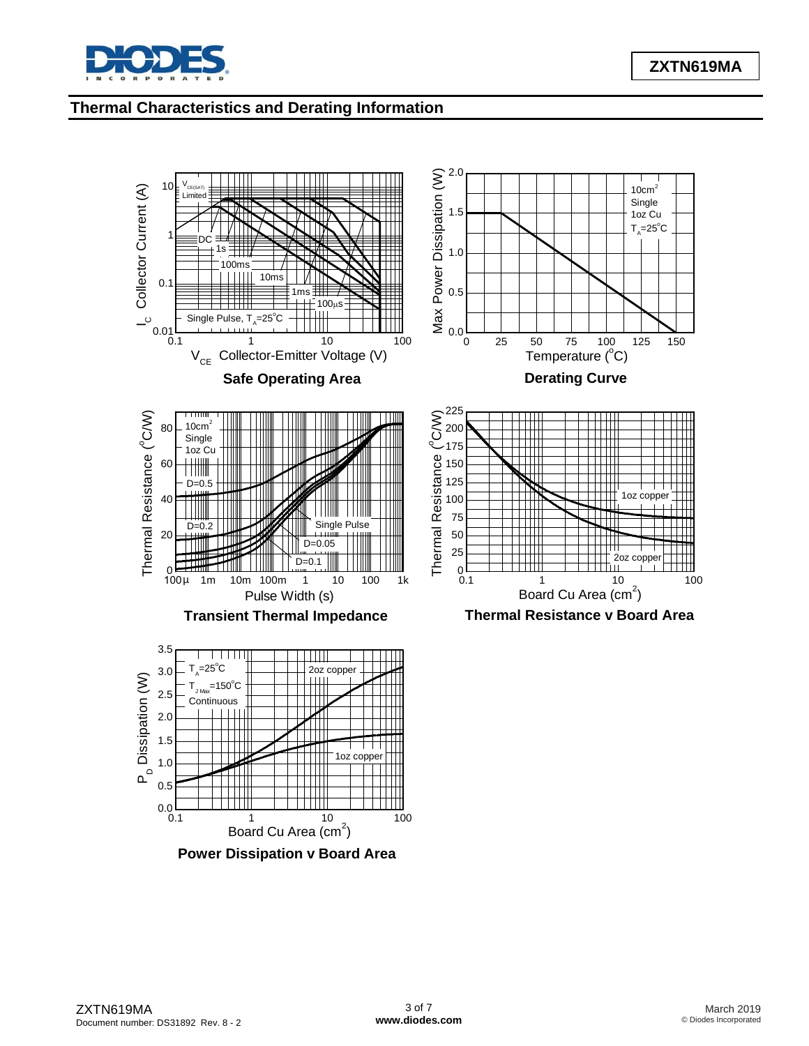## Thermal Characteristics and Derating Information

**Safe Operating Area**

**Derating Curve**

**Transient Thermal Impedance**

**Thermal Resistance v Board Area**

**Power Dissipation v Board Area**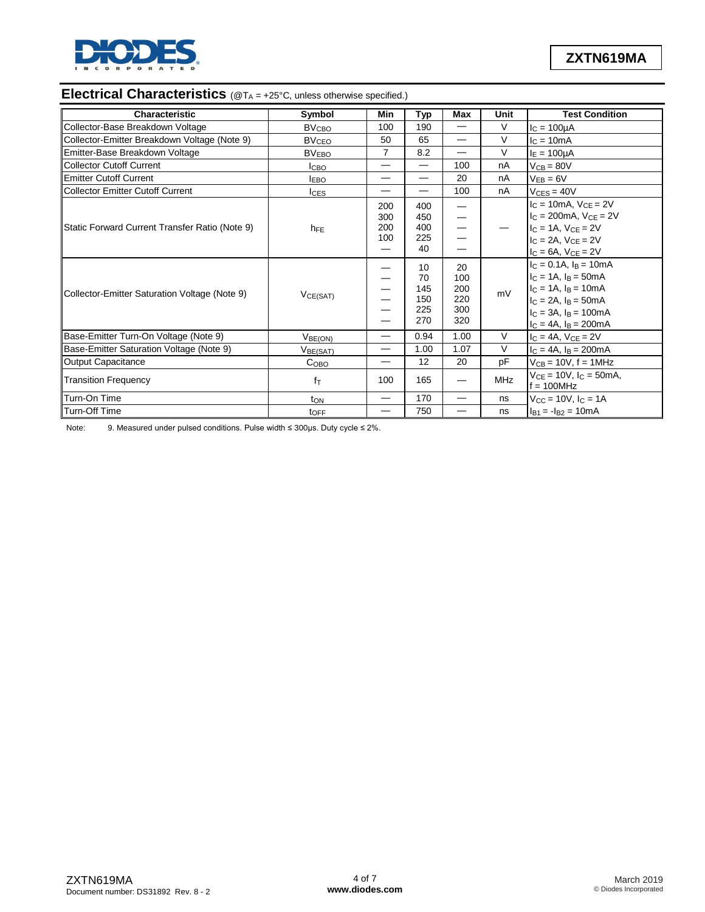## Electrical Characteristics (@$T_A$ = +25°C, unless otherwise specified.)

| Characteristic | Symbol | Min | Typ | Max | Unit | Test Condition |
|---|---|---|---|---|---|---|
| Collector-Base Breakdown Voltage | $BV_{CBO}$ | 100 | 190 | — | V | $I_C$ = 100µA |
| Collector-Emitter Breakdown Voltage (Note 9) | $BV_{CEO}$ | 50 | 65 | — | V | $I_C$ = 10mA |
| Emitter-Base Breakdown Voltage | $BV_{EBO}$ | 7 | 8.2 | — | V | $I_E$ = 100µA |
| Collector Cutoff Current | $I_{CBO}$ | — | — | 100 | nA | $V_{CB}$ = 80V |
| Emitter Cutoff Current | $I_{EBO}$ | — | — | 20 | nA | $V_{EB}$ = 6V |
| Collector Emitter Cutoff Current | $I_{CES}$ | — | — | 100 | nA | $V_{CES}$ = 40V |
| Static Forward Current Transfer Ratio (Note 9) | $h_{FE}$ | 200 | 400 | — | — | $I_C$ = 10mA, $V_{CE}$ = 2V |
| | | 300 | 450 | — | | $I_C$ = 200mA, $V_{CE}$ = 2V |
| | | 200 | 400 | — | | $I_C$ = 1A, $V_{CE}$ = 2V |
| | | 100 | 225 | — | | $I_C$ = 2A, $V_{CE}$ = 2V |
| | | — | 40 | — | | $I_C$ = 6A, $V_{CE}$ = 2V |
| Collector-Emitter Saturation Voltage (Note 9) | $V_{CE(SAT)}$ | — | 10 | 20 | mV | $I_C$ = 0.1A, $I_B$ = 10mA |
| | | — | 70 | 100 | | $I_C$ = 1A, $I_B$ = 50mA |
| | | — | 145 | 200 | | $I_C$ = 1A, $I_B$ = 10mA |
| | | — | 150 | 220 | | $I_C$ = 2A, $I_B$ = 50mA |
| | | — | 225 | 300 | | $I_C$ = 3A, $I_B$ = 100mA |
| | | — | 270 | 320 | | $I_C$ = 4A, $I_B$ = 200mA |
| Base-Emitter Turn-On Voltage (Note 9) | $V_{BE(ON)}$ | — | 0.94 | 1.00 | V | $I_C$ = 4A, $V_{CE}$ = 2V |
| Base-Emitter Saturation Voltage (Note 9) | $V_{BE(SAT)}$ | — | 1.00 | 1.07 | V | $I_C$ = 4A, $I_B$ = 200mA |
| Output Capacitance | $C_{OBO}$ | — | 12 | 20 | pF | $V_{CB}$ = 10V, f = 1MHz |
| Transition Frequency | $f_T$ | 100 | 165 | — | MHz | $V_{CE}$ = 10V, $I_C$ = 50mA, f = 100MHz |
| Turn-On Time | $t_{ON}$ | — | 170 | — | ns | $V_{CC}$ = 10V, $I_C$ = 1A |
| Turn-Off Time | $t_{OFF}$ | — | 750 | — | ns | $I_{B1}$ = $-I_{B2}$ = 10mA |

Note: 9. Measured under pulsed conditions. Pulse width ≤ 300µs. Duty cycle ≤ 2%.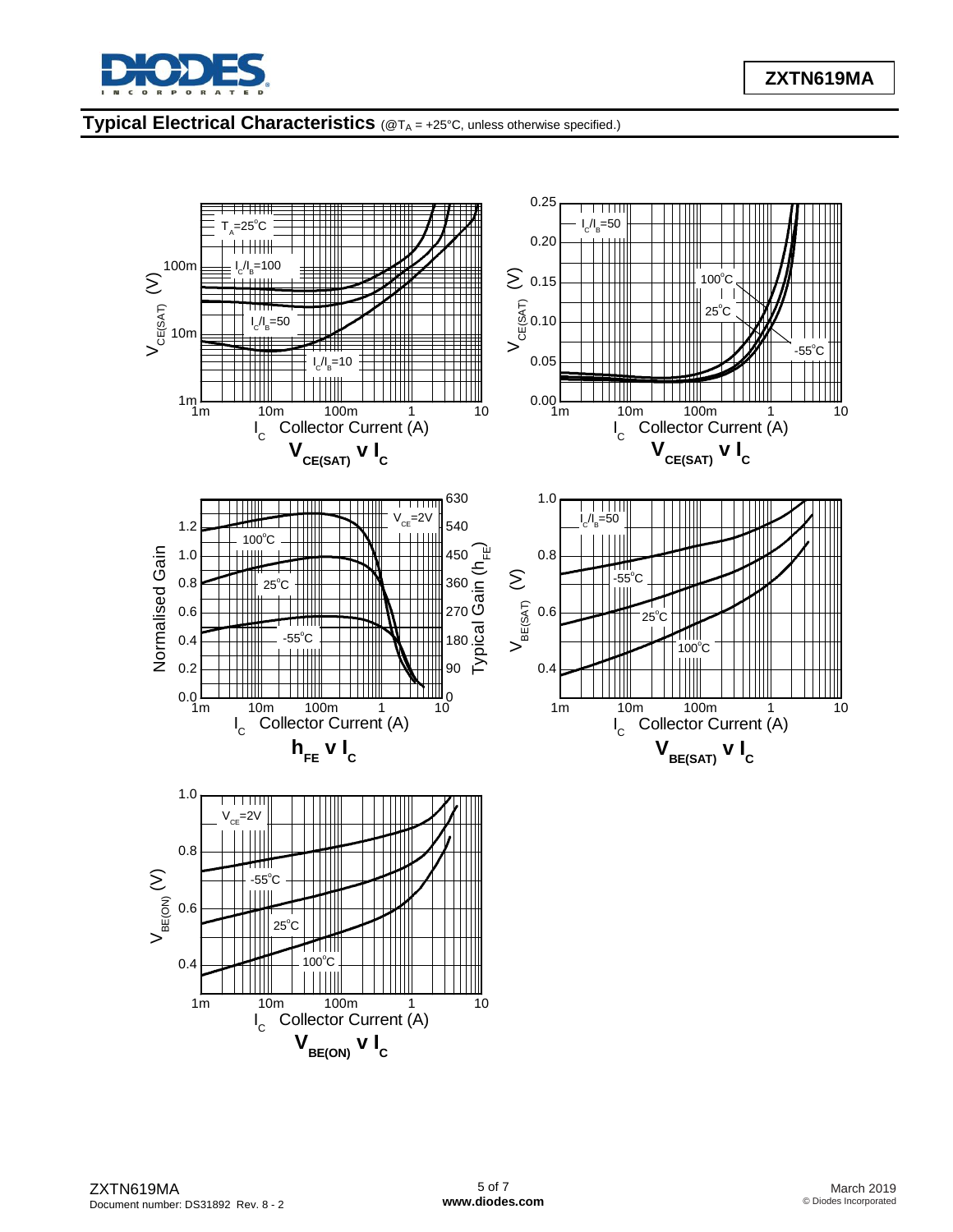## Typical Electrical Characteristics (@$T_A$ = +25°C, unless otherwise specified.)

$V_{CE(SAT)}$ v $I_C$

$V_{CE(SAT)}$ v $I_C$

$h_{FE}$ v $I_C$

$V_{BE(SAT)}$ v $I_C$

$V_{BE(ON)}$ v $I_C$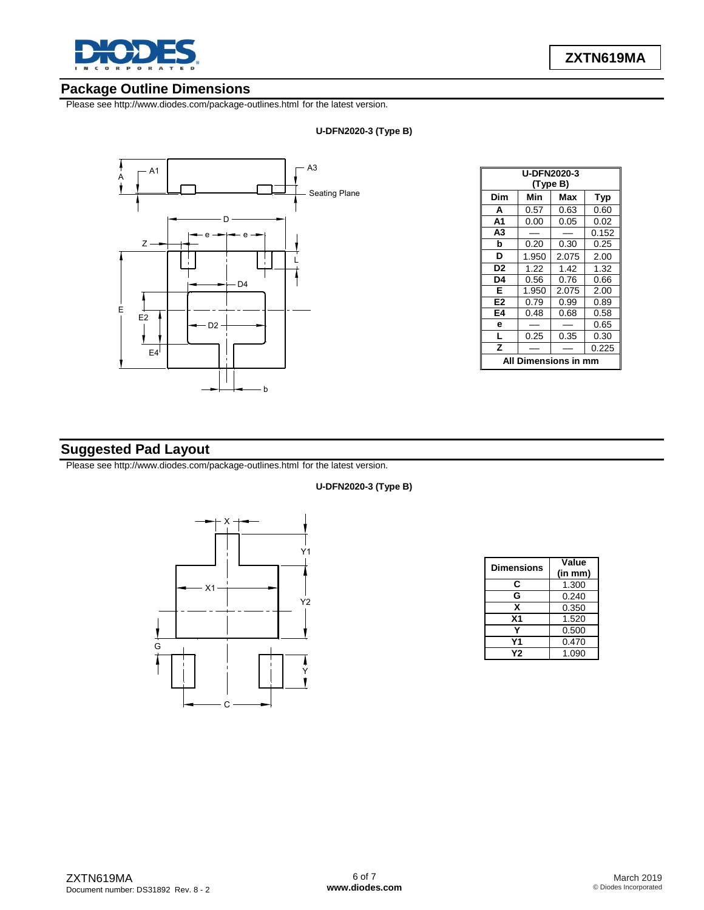## Package Outline Dimensions

Please see http://www.diodes.com/package-outlines.html for the latest version.

**U-DFN2020-3 (Type B)**

| U-DFN2020-3 (Type B) | | | |
|---|---|---|---|
| **Dim** | **Min** | **Max** | **Typ** |
| **A** | 0.57 | 0.63 | 0.60 |
| **A1** | 0.00 | 0.05 | 0.02 |
| **A3** | — | — | 0.152 |
| **b** | 0.20 | 0.30 | 0.25 |
| **D** | 1.950 | 2.075 | 2.00 |
| **D2** | 1.22 | 1.42 | 1.32 |
| **D4** | 0.56 | 0.76 | 0.66 |
| **E** | 1.950 | 2.075 | 2.00 |
| **E2** | 0.79 | 0.99 | 0.89 |
| **E4** | 0.48 | 0.68 | 0.58 |
| **e** | — | — | 0.65 |
| **L** | 0.25 | 0.35 | 0.30 |
| **Z** | — | — | 0.225 |
| **All Dimensions in mm** | | | |

## Suggested Pad Layout

Please see http://www.diodes.com/package-outlines.html for the latest version.

**U-DFN2020-3 (Type B)**

| Dimensions | Value (in mm) |
|---|---|
| **C** | 1.300 |
| **G** | 0.240 |
| **X** | 0.350 |
| **X1** | 1.520 |
| **Y** | 0.500 |
| **Y1** | 0.470 |
| **Y2** | 1.090 |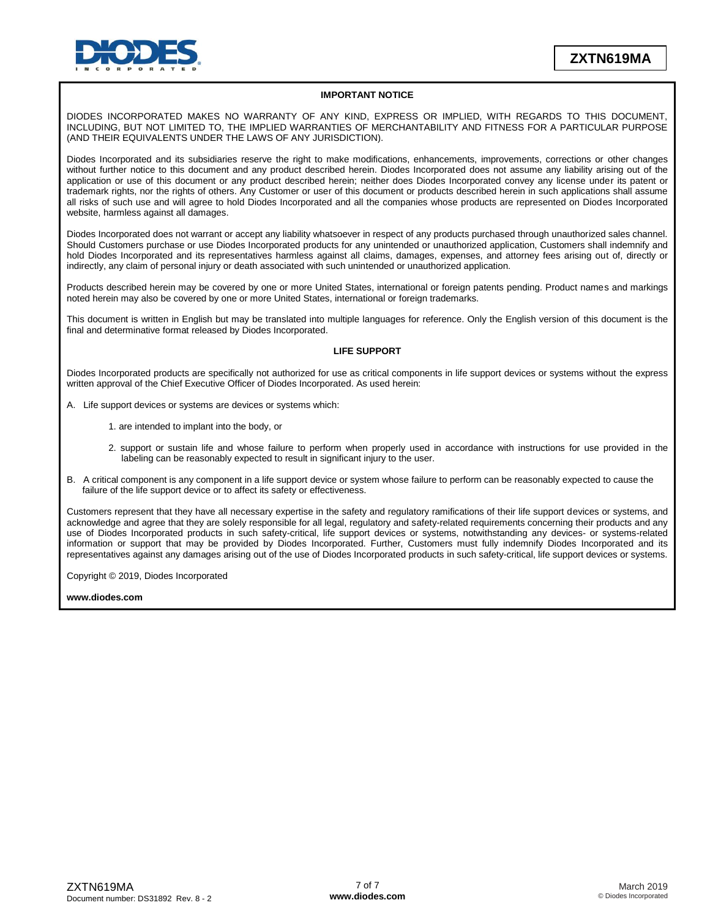## IMPORTANT NOTICE

DIODES INCORPORATED MAKES NO WARRANTY OF ANY KIND, EXPRESS OR IMPLIED, WITH REGARDS TO THIS DOCUMENT, INCLUDING, BUT NOT LIMITED TO, THE IMPLIED WARRANTIES OF MERCHANTABILITY AND FITNESS FOR A PARTICULAR PURPOSE (AND THEIR EQUIVALENTS UNDER THE LAWS OF ANY JURISDICTION).

Diodes Incorporated and its subsidiaries reserve the right to make modifications, enhancements, improvements, corrections or other changes without further notice to this document and any product described herein. Diodes Incorporated does not assume any liability arising out of the application or use of this document or any product described herein; neither does Diodes Incorporated convey any license under its patent or trademark rights, nor the rights of others. Any Customer or user of this document or products described herein in such applications shall assume all risks of such use and will agree to hold Diodes Incorporated and all the companies whose products are represented on Diodes Incorporated website, harmless against all damages.

Diodes Incorporated does not warrant or accept any liability whatsoever in respect of any products purchased through unauthorized sales channel. Should Customers purchase or use Diodes Incorporated products for any unintended or unauthorized application, Customers shall indemnify and hold Diodes Incorporated and its representatives harmless against all claims, damages, expenses, and attorney fees arising out of, directly or indirectly, any claim of personal injury or death associated with such unintended or unauthorized application.

Products described herein may be covered by one or more United States, international or foreign patents pending. Product names and markings noted herein may also be covered by one or more United States, international or foreign trademarks.

This document is written in English but may be translated into multiple languages for reference. Only the English version of this document is the final and determinative format released by Diodes Incorporated.

## LIFE SUPPORT

Diodes Incorporated products are specifically not authorized for use as critical components in life support devices or systems without the express written approval of the Chief Executive Officer of Diodes Incorporated. As used herein:

A. Life support devices or systems are devices or systems which:

   1. are intended to implant into the body, or

   2. support or sustain life and whose failure to perform when properly used in accordance with instructions for use provided in the labeling can be reasonably expected to result in significant injury to the user.

B. A critical component is any component in a life support device or system whose failure to perform can be reasonably expected to cause the failure of the life support device or to affect its safety or effectiveness.

Customers represent that they have all necessary expertise in the safety and regulatory ramifications of their life support devices or systems, and acknowledge and agree that they are solely responsible for all legal, regulatory and safety-related requirements concerning their products and any use of Diodes Incorporated products in such safety-critical, life support devices or systems, notwithstanding any devices- or systems-related information or support that may be provided by Diodes Incorporated. Further, Customers must fully indemnify Diodes Incorporated and its representatives against any damages arising out of the use of Diodes Incorporated products in such safety-critical, life support devices or systems.

Copyright © 2019, Diodes Incorporated

**www.diodes.com**